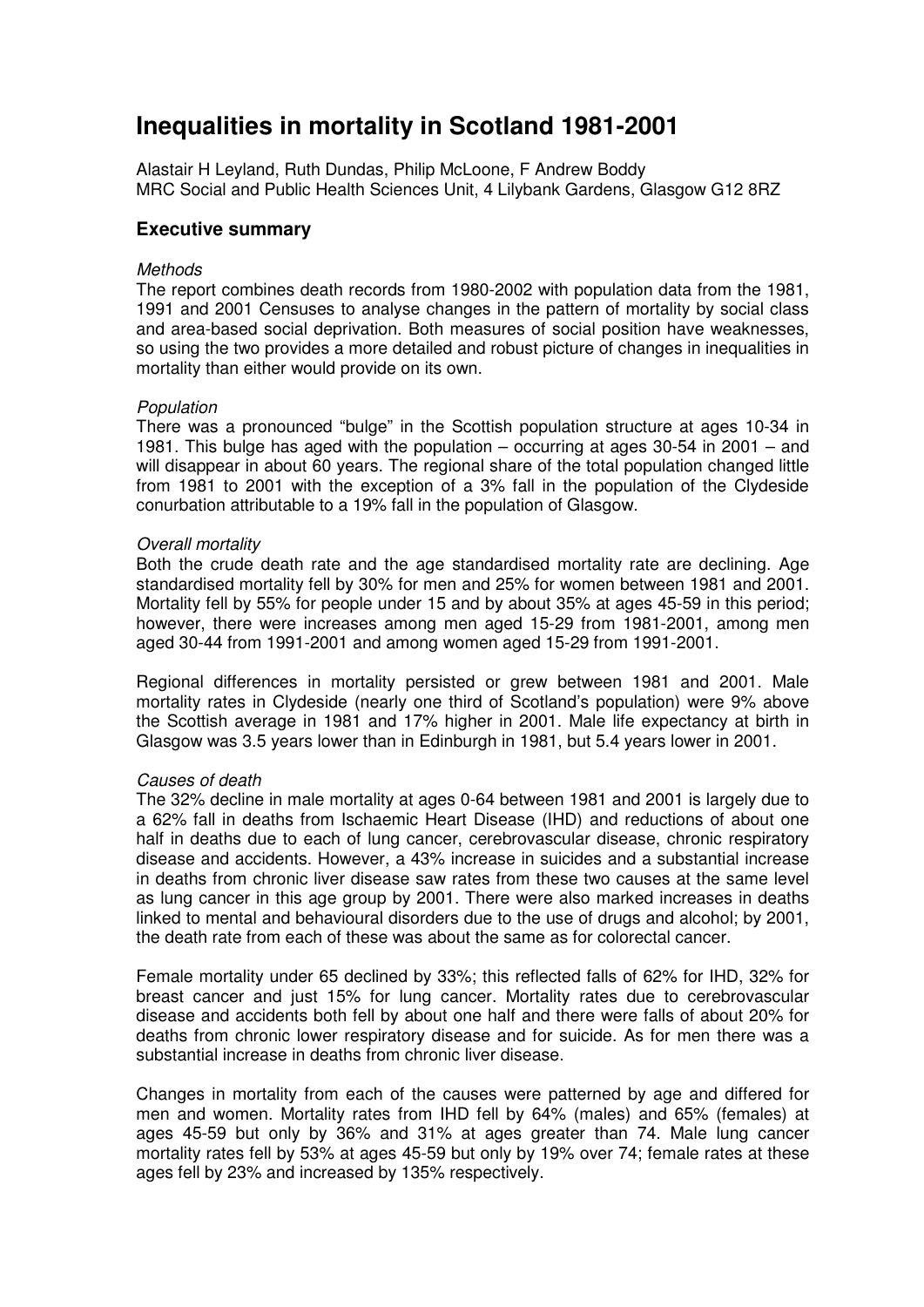# Inequalities in mortality in Scotland 1981-2001

Alastair H Leyland, Ruth Dundas, Philip McLoone, F Andrew Boddy
MRC Social and Public Health Sciences Unit, 4 Lilybank Gardens, Glasgow G12 8RZ

## Executive summary

*Methods*

The report combines death records from 1980-2002 with population data from the 1981, 1991 and 2001 Censuses to analyse changes in the pattern of mortality by social class and area-based social deprivation. Both measures of social position have weaknesses, so using the two provides a more detailed and robust picture of changes in inequalities in mortality than either would provide on its own.

*Population*

There was a pronounced "bulge" in the Scottish population structure at ages 10-34 in 1981. This bulge has aged with the population – occurring at ages 30-54 in 2001 – and will disappear in about 60 years. The regional share of the total population changed little from 1981 to 2001 with the exception of a 3% fall in the population of the Clydeside conurbation attributable to a 19% fall in the population of Glasgow.

*Overall mortality*

Both the crude death rate and the age standardised mortality rate are declining. Age standardised mortality fell by 30% for men and 25% for women between 1981 and 2001. Mortality fell by 55% for people under 15 and by about 35% at ages 45-59 in this period; however, there were increases among men aged 15-29 from 1981-2001, among men aged 30-44 from 1991-2001 and among women aged 15-29 from 1991-2001.

Regional differences in mortality persisted or grew between 1981 and 2001. Male mortality rates in Clydeside (nearly one third of Scotland's population) were 9% above the Scottish average in 1981 and 17% higher in 2001. Male life expectancy at birth in Glasgow was 3.5 years lower than in Edinburgh in 1981, but 5.4 years lower in 2001.

*Causes of death*

The 32% decline in male mortality at ages 0-64 between 1981 and 2001 is largely due to a 62% fall in deaths from Ischaemic Heart Disease (IHD) and reductions of about one half in deaths due to each of lung cancer, cerebrovascular disease, chronic respiratory disease and accidents. However, a 43% increase in suicides and a substantial increase in deaths from chronic liver disease saw rates from these two causes at the same level as lung cancer in this age group by 2001. There were also marked increases in deaths linked to mental and behavioural disorders due to the use of drugs and alcohol; by 2001, the death rate from each of these was about the same as for colorectal cancer.

Female mortality under 65 declined by 33%; this reflected falls of 62% for IHD, 32% for breast cancer and just 15% for lung cancer. Mortality rates due to cerebrovascular disease and accidents both fell by about one half and there were falls of about 20% for deaths from chronic lower respiratory disease and for suicide. As for men there was a substantial increase in deaths from chronic liver disease.

Changes in mortality from each of the causes were patterned by age and differed for men and women. Mortality rates from IHD fell by 64% (males) and 65% (females) at ages 45-59 but only by 36% and 31% at ages greater than 74. Male lung cancer mortality rates fell by 53% at ages 45-59 but only by 19% over 74; female rates at these ages fell by 23% and increased by 135% respectively.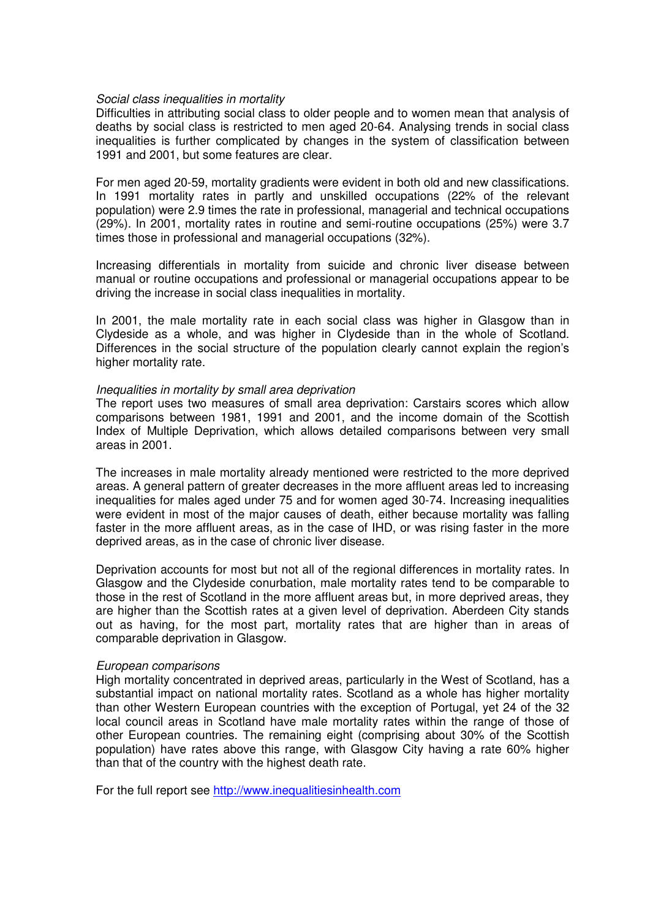*Social class inequalities in mortality*

Difficulties in attributing social class to older people and to women mean that analysis of deaths by social class is restricted to men aged 20-64. Analysing trends in social class inequalities is further complicated by changes in the system of classification between 1991 and 2001, but some features are clear.

For men aged 20-59, mortality gradients were evident in both old and new classifications. In 1991 mortality rates in partly and unskilled occupations (22% of the relevant population) were 2.9 times the rate in professional, managerial and technical occupations (29%). In 2001, mortality rates in routine and semi-routine occupations (25%) were 3.7 times those in professional and managerial occupations (32%).

Increasing differentials in mortality from suicide and chronic liver disease between manual or routine occupations and professional or managerial occupations appear to be driving the increase in social class inequalities in mortality.

In 2001, the male mortality rate in each social class was higher in Glasgow than in Clydeside as a whole, and was higher in Clydeside than in the whole of Scotland. Differences in the social structure of the population clearly cannot explain the region's higher mortality rate.

*Inequalities in mortality by small area deprivation*

The report uses two measures of small area deprivation: Carstairs scores which allow comparisons between 1981, 1991 and 2001, and the income domain of the Scottish Index of Multiple Deprivation, which allows detailed comparisons between very small areas in 2001.

The increases in male mortality already mentioned were restricted to the more deprived areas. A general pattern of greater decreases in the more affluent areas led to increasing inequalities for males aged under 75 and for women aged 30-74. Increasing inequalities were evident in most of the major causes of death, either because mortality was falling faster in the more affluent areas, as in the case of IHD, or was rising faster in the more deprived areas, as in the case of chronic liver disease.

Deprivation accounts for most but not all of the regional differences in mortality rates. In Glasgow and the Clydeside conurbation, male mortality rates tend to be comparable to those in the rest of Scotland in the more affluent areas but, in more deprived areas, they are higher than the Scottish rates at a given level of deprivation. Aberdeen City stands out as having, for the most part, mortality rates that are higher than in areas of comparable deprivation in Glasgow.

*European comparisons*

High mortality concentrated in deprived areas, particularly in the West of Scotland, has a substantial impact on national mortality rates. Scotland as a whole has higher mortality than other Western European countries with the exception of Portugal, yet 24 of the 32 local council areas in Scotland have male mortality rates within the range of those of other European countries. The remaining eight (comprising about 30% of the Scottish population) have rates above this range, with Glasgow City having a rate 60% higher than that of the country with the highest death rate.

For the full report see http://www.inequalitiesinhealth.com